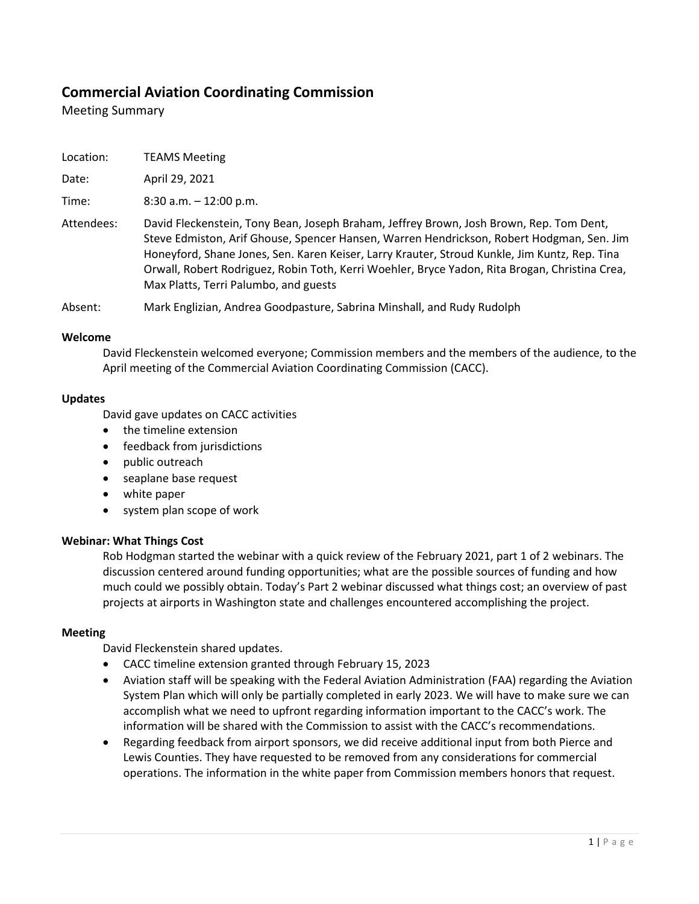# Commercial Aviation Coordinating Commission

Meeting Summary

| | |
|---|---|
| Location: | TEAMS Meeting |
| Date: | April 29, 2021 |
| Time: | 8:30 a.m. – 12:00 p.m. |
| Attendees: | David Fleckenstein, Tony Bean, Joseph Braham, Jeffrey Brown, Josh Brown, Rep. Tom Dent, Steve Edmiston, Arif Ghouse, Spencer Hansen, Warren Hendrickson, Robert Hodgman, Sen. Jim Honeyford, Shane Jones, Sen. Karen Keiser, Larry Krauter, Stroud Kunkle, Jim Kuntz, Rep. Tina Orwall, Robert Rodriguez, Robin Toth, Kerri Woehler, Bryce Yadon, Rita Brogan, Christina Crea, Max Platts, Terri Palumbo, and guests |
| Absent: | Mark Englizian, Andrea Goodpasture, Sabrina Minshall, and Rudy Rudolph |

**Welcome**

David Fleckenstein welcomed everyone; Commission members and the members of the audience, to the April meeting of the Commercial Aviation Coordinating Commission (CACC).

**Updates**

David gave updates on CACC activities

- the timeline extension
- feedback from jurisdictions
- public outreach
- seaplane base request
- white paper
- system plan scope of work

**Webinar: What Things Cost**

Rob Hodgman started the webinar with a quick review of the February 2021, part 1 of 2 webinars. The discussion centered around funding opportunities; what are the possible sources of funding and how much could we possibly obtain. Today's Part 2 webinar discussed what things cost; an overview of past projects at airports in Washington state and challenges encountered accomplishing the project.

**Meeting**

David Fleckenstein shared updates.

- CACC timeline extension granted through February 15, 2023
- Aviation staff will be speaking with the Federal Aviation Administration (FAA) regarding the Aviation System Plan which will only be partially completed in early 2023. We will have to make sure we can accomplish what we need to upfront regarding information important to the CACC's work. The information will be shared with the Commission to assist with the CACC's recommendations.
- Regarding feedback from airport sponsors, we did receive additional input from both Pierce and Lewis Counties. They have requested to be removed from any considerations for commercial operations. The information in the white paper from Commission members honors that request.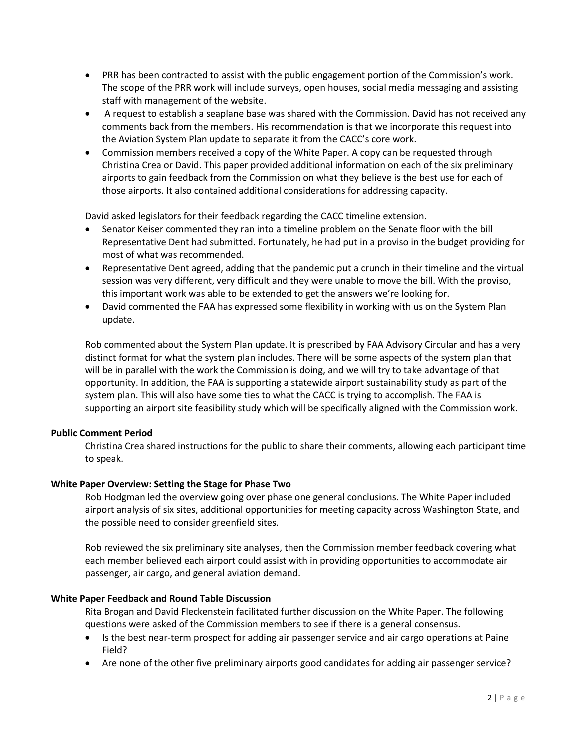- PRR has been contracted to assist with the public engagement portion of the Commission's work. The scope of the PRR work will include surveys, open houses, social media messaging and assisting staff with management of the website.
- A request to establish a seaplane base was shared with the Commission. David has not received any comments back from the members. His recommendation is that we incorporate this request into the Aviation System Plan update to separate it from the CACC's core work.
- Commission members received a copy of the White Paper. A copy can be requested through Christina Crea or David. This paper provided additional information on each of the six preliminary airports to gain feedback from the Commission on what they believe is the best use for each of those airports. It also contained additional considerations for addressing capacity.

David asked legislators for their feedback regarding the CACC timeline extension.

- Senator Keiser commented they ran into a timeline problem on the Senate floor with the bill Representative Dent had submitted. Fortunately, he had put in a proviso in the budget providing for most of what was recommended.
- Representative Dent agreed, adding that the pandemic put a crunch in their timeline and the virtual session was very different, very difficult and they were unable to move the bill. With the proviso, this important work was able to be extended to get the answers we're looking for.
- David commented the FAA has expressed some flexibility in working with us on the System Plan update.

Rob commented about the System Plan update. It is prescribed by FAA Advisory Circular and has a very distinct format for what the system plan includes. There will be some aspects of the system plan that will be in parallel with the work the Commission is doing, and we will try to take advantage of that opportunity. In addition, the FAA is supporting a statewide airport sustainability study as part of the system plan. This will also have some ties to what the CACC is trying to accomplish. The FAA is supporting an airport site feasibility study which will be specifically aligned with the Commission work.

**Public Comment Period**

Christina Crea shared instructions for the public to share their comments, allowing each participant time to speak.

**White Paper Overview: Setting the Stage for Phase Two**

Rob Hodgman led the overview going over phase one general conclusions. The White Paper included airport analysis of six sites, additional opportunities for meeting capacity across Washington State, and the possible need to consider greenfield sites.

Rob reviewed the six preliminary site analyses, then the Commission member feedback covering what each member believed each airport could assist with in providing opportunities to accommodate air passenger, air cargo, and general aviation demand.

**White Paper Feedback and Round Table Discussion**

Rita Brogan and David Fleckenstein facilitated further discussion on the White Paper. The following questions were asked of the Commission members to see if there is a general consensus.

- Is the best near-term prospect for adding air passenger service and air cargo operations at Paine Field?
- Are none of the other five preliminary airports good candidates for adding air passenger service?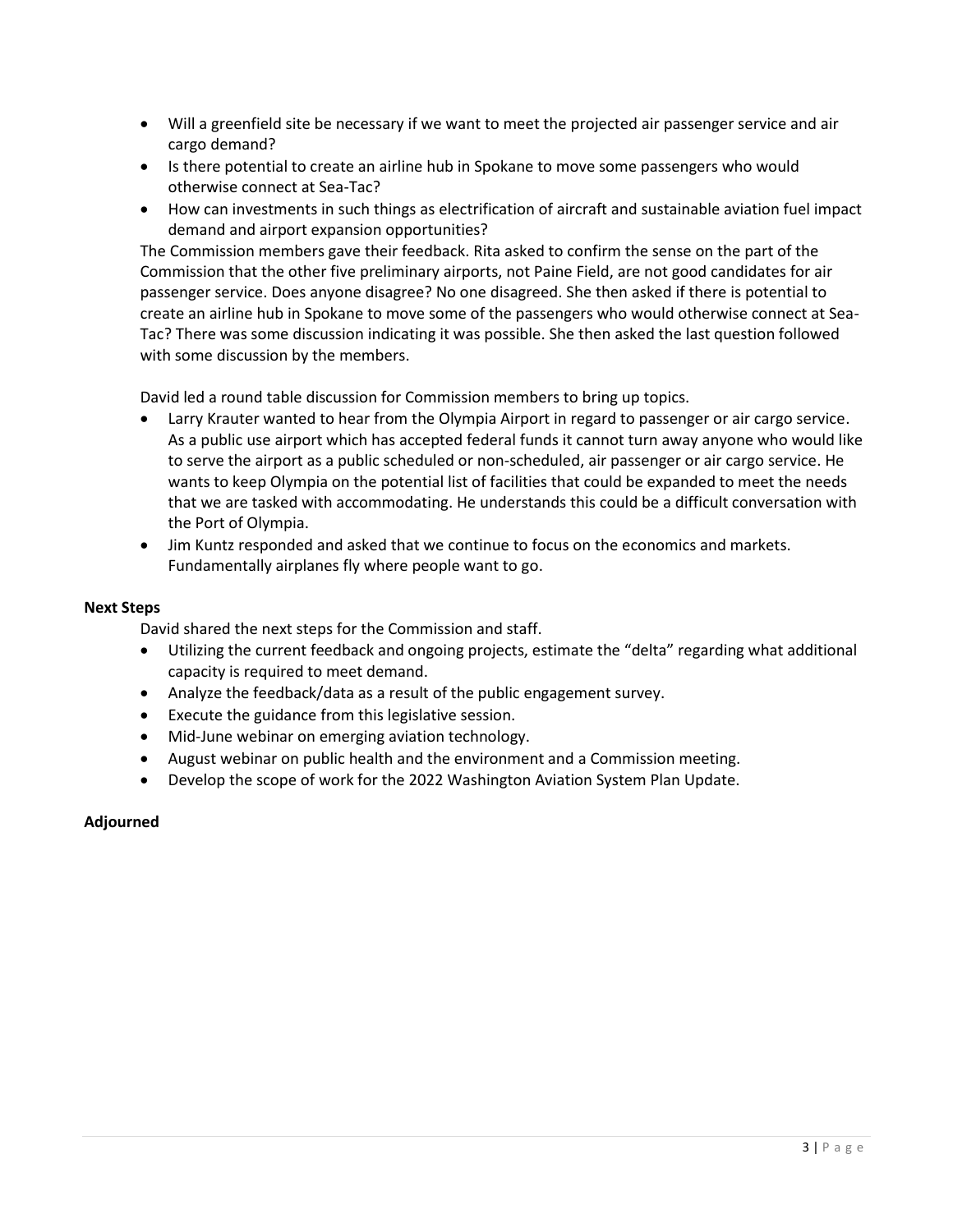- Will a greenfield site be necessary if we want to meet the projected air passenger service and air cargo demand?
- Is there potential to create an airline hub in Spokane to move some passengers who would otherwise connect at Sea-Tac?
- How can investments in such things as electrification of aircraft and sustainable aviation fuel impact demand and airport expansion opportunities?

The Commission members gave their feedback. Rita asked to confirm the sense on the part of the Commission that the other five preliminary airports, not Paine Field, are not good candidates for air passenger service. Does anyone disagree? No one disagreed. She then asked if there is potential to create an airline hub in Spokane to move some of the passengers who would otherwise connect at Sea-Tac? There was some discussion indicating it was possible. She then asked the last question followed with some discussion by the members.

David led a round table discussion for Commission members to bring up topics.

- Larry Krauter wanted to hear from the Olympia Airport in regard to passenger or air cargo service. As a public use airport which has accepted federal funds it cannot turn away anyone who would like to serve the airport as a public scheduled or non-scheduled, air passenger or air cargo service. He wants to keep Olympia on the potential list of facilities that could be expanded to meet the needs that we are tasked with accommodating. He understands this could be a difficult conversation with the Port of Olympia.
- Jim Kuntz responded and asked that we continue to focus on the economics and markets. Fundamentally airplanes fly where people want to go.

**Next Steps**

David shared the next steps for the Commission and staff.

- Utilizing the current feedback and ongoing projects, estimate the "delta" regarding what additional capacity is required to meet demand.
- Analyze the feedback/data as a result of the public engagement survey.
- Execute the guidance from this legislative session.
- Mid-June webinar on emerging aviation technology.
- August webinar on public health and the environment and a Commission meeting.
- Develop the scope of work for the 2022 Washington Aviation System Plan Update.

**Adjourned**